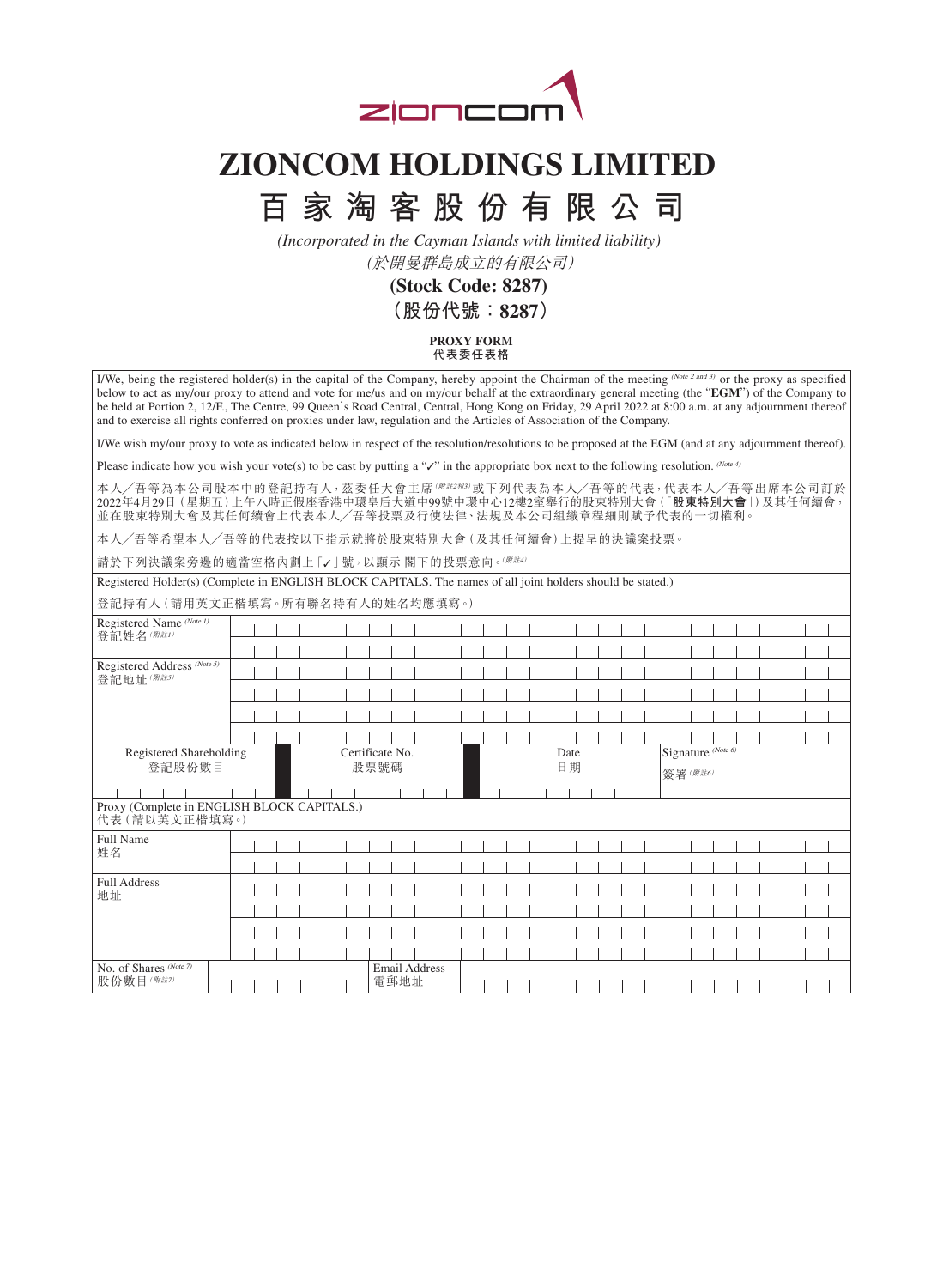# ZIONCOM HOLDINGS LIMITED

# 百家淘客股份有限公司

*(Incorporated in the Cayman Islands with limited liability)*

*（於開曼群島成立的有限公司）*

**(Stock Code: 8287)**

**（股份代號：8287）**

**PROXY FORM**
**代表委任表格**

I/We, being the registered holder(s) in the capital of the Company, hereby appoint the Chairman of the meeting *(Note 2 and 3)* or the proxy as specified below to act as my/our proxy to attend and vote for me/us and on my/our behalf at the extraordinary general meeting (the "**EGM**") of the Company to be held at Portion 2, 12/F., The Centre, 99 Queen's Road Central, Central, Hong Kong on Friday, 29 April 2022 at 8:00 a.m. at any adjournment thereof and to exercise all rights conferred on proxies under law, regulation and the Articles of Association of the Company.

I/We wish my/our proxy to vote as indicated below in respect of the resolution/resolutions to be proposed at the EGM (and at any adjournment thereof).

Please indicate how you wish your vote(s) to be cast by putting a "✓" in the appropriate box next to the following resolution. *(Note 4)*

本人／吾等為本公司股本中的登記持有人，茲委任大會主席*（附註2和3）*或下列代表為本人／吾等的代表，代表本人／吾等出席本公司訂於2022年4月29日（星期五）上午八時正假座香港中環皇后大道中99號中環中心12樓2室舉行的股東特別大會（「**股東特別大會**」）及其任何續會，並在股東特別大會及其任何續會上代表本人／吾等投票及行使法律、法規及本公司組織章程細則賦予代表的一切權利。

本人／吾等希望本人／吾等的代表按以下指示就將於股東特別大會（及其任何續會）上提呈的決議案投票。

請於下列決議案旁邊的適當空格內劃上「✓」號，以顯示 閣下的投票意向。*（附註4）*

Registered Holder(s) (Complete in ENGLISH BLOCK CAPITALS. The names of all joint holders should be stated.)

登記持有人（請用英文正楷填寫。所有聯名持有人的姓名均應填寫。）

| | |
|---|---|
| Registered Name *(Note 1)* 登記姓名*（附註1）* | |
| Registered Address *(Note 5)* 登記地址*（附註5）* | |

| Registered Shareholding 登記股份數目 | Certificate No. 股票號碼 | Date 日期 | Signature *(Note 6)* 簽署*（附註6）* |
|---|---|---|---|
| | | | |

Proxy (Complete in ENGLISH BLOCK CAPITALS.)
代表（請以英文正楷填寫。）

| | |
|---|---|
| Full Name 姓名 | |
| Full Address 地址 | |

| No. of Shares *(Note 7)* 股份數目*（附註7）* | | Email Address 電郵地址 | |
|---|---|---|---|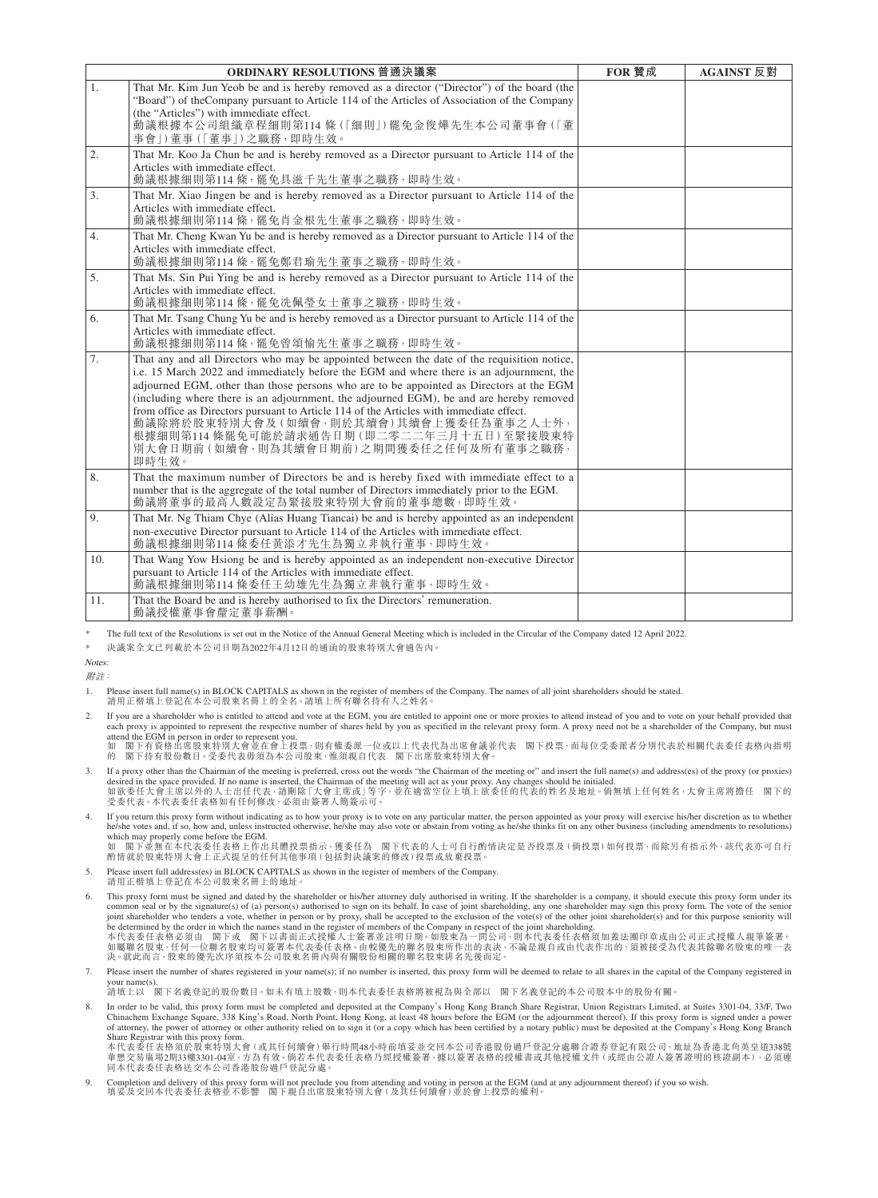| ORDINARY RESOLUTIONS 普通決議案 | | FOR 贊成 | AGAINST 反對 |
|---|---|---|---|
| 1. | That Mr. Kim Jun Yeob be and is hereby removed as a director ("Director") of the board (the "Board") of theCompany pursuant to Article 114 of the Articles of Association of the Company (the "Articles") with immediate effect.<br>動議根據本公司組織章程細則第114 條(「細則」)罷免金俊燁先生本公司董事會(「董事會」)董事(「董事」)之職務,即時生效。 | | |
| 2. | That Mr. Koo Ja Chun be and is hereby removed as a Director pursuant to Article 114 of the Articles with immediate effect.<br>動議根據細則第114 條,罷免具滋千先生董事之職務,即時生效。 | | |
| 3. | That Mr. Xiao Jingen be and is hereby removed as a Director pursuant to Article 114 of the Articles with immediate effect.<br>動議根據細則第114 條,罷免肖金根先生董事之職務,即時生效。 | | |
| 4. | That Mr. Cheng Kwan Yu be and is hereby removed as a Director pursuant to Article 114 of the Articles with immediate effect.<br>動議根據細則第114 條,罷免鄭君瑜先生董事之職務,即時生效。 | | |
| 5. | That Ms. Sin Pui Ying be and is hereby removed as a Director pursuant to Article 114 of the Articles with immediate effect.<br>動議根據細則第114 條,罷免冼佩瑩女士董事之職務,即時生效。 | | |
| 6. | That Mr. Tsang Chung Yu be and is hereby removed as a Director pursuant to Article 114 of the Articles with immediate effect.<br>動議根據細則第114 條,罷免曾頌愉先生董事之職務,即時生效。 | | |
| 7. | That any and all Directors who may be appointed between the date of the requisition notice, i.e. 15 March 2022 and immediately before the EGM and where there is an adjournment, the adjourned EGM, other than those persons who are to be appointed as Directors at the EGM (including where there is an adjournment, the adjourned EGM), be and are hereby removed from office as Directors pursuant to Article 114 of the Articles with immediate effect.<br>動議除將於股東特別大會及(如續會,則於其續會)其續會上獲委任為董事之人士外,根據細則第114 條罷免可能於請求通告日期(即二零二二年三月十五日)至緊接股東特別大會日期前(如續會,則為其續會日期前)之期間獲委任之任何及所有董事之職務,即時生效。 | | |
| 8. | That the maximum number of Directors be and is hereby fixed with immediate effect to a number that is the aggregate of the total number of Directors immediately prior to the EGM.<br>動議將董事的最高人數設定為緊接股東特別大會前的董事總數,即時生效。 | | |
| 9. | That Mr. Ng Thiam Chye (Alias Huang Tiancai) be and is hereby appointed as an independent non-executive Director pursuant to Article 114 of the Articles with immediate effect.<br>動議根據細則第114 條委任黃添才先生為獨立非執行董事,即時生效。 | | |
| 10. | That Wang Yow Hsiong be and is hereby appointed as an independent non-executive Director pursuant to Article 114 of the Articles with immediate effect.<br>動議根據細則第114 條委任王幼雄先生為獨立非執行董事,即時生效。 | | |
| 11. | That the Board be and is hereby authorised to fix the Directors' remuneration.<br>動議授權董事會釐定董事薪酬。 | | |

\* The full text of the Resolutions is set out in the Notice of the Annual General Meeting which is included in the Circular of the Company dated 12 April 2022.

\* 決議案全文已列載於本公司日期為2022年4月12日的通函的股東特別大會通告內。

*Notes:*

*附註:*

1. Please insert full name(s) in BLOCK CAPITALS as shown in the register of members of the Company. The names of all joint shareholders should be stated.
   請用正楷填上登記在本公司股東名冊上的全名。請填上所有聯名持有人之姓名。

2. If you are a shareholder who is entitled to attend and vote at the EGM, you are entitled to appoint one or more proxies to attend instead of you and to vote on your behalf provided that each proxy is appointed to represent the respective number of shares held by you as specified in the relevant proxy form. A proxy need not be a shareholder of the Company, but must attend the EGM in person in order to represent you.
   如 閣下有資格出席股東特別大會並在會上投票,則有權委派一位或以上代表為出席會議並代表 閣下投票,而每位受委派者分別代表於相關代表委任表格內指明的 閣下持有股份數目。受委代表毋須為本公司股東,惟須親自代表 閣下出席股東特別大會。

3. If a proxy other than the Chairman of the meeting is preferred, cross out the words "the Chairman of the meeting or" and insert the full name(s) and address(es) of the proxy (or proxies) desired in the space provided. If no name is inserted, the Chairman of the meeting will act as your proxy. Any changes should be initialed.
   如欲委任大會主席以外的人士出任代表,請刪除「大會主席或」等字,並在適當空位上填上欲委任的代表的姓名及地址。倘無填上任何姓名,大會主席將擔任 閣下的受委代表。本代表委任表格如有任何修改,必須由簽署人簡簽示可。

4. If you return this proxy form without indicating as to how your proxy is to vote on any particular matter, the person appointed as your proxy will exercise his/her discretion as to whether he/she votes and, if so, how and, unless instructed otherwise, he/she may also vote or abstain from voting as he/she thinks fit on any other business (including amendments to resolutions) which may properly come before the EGM.
   如 閣下並無在本代表委任表格上作出具體投票指示,獲委任為 閣下代表的人士可自行酌情決定是否投票及(倘投票)如何投票,而除另有指示外,該代表亦可自行酌情就於股東特別大會上正式提呈的任何其他事項(包括對決議案的修改)投票或放棄投票。

5. Please insert full address(es) in BLOCK CAPITALS as shown in the register of members of the Company.
   請用正楷填上登記在本公司股東名冊上的地址。

6. This proxy form must be signed and dated by the shareholder or his/her attorney duly authorised in writing. If the shareholder is a company, it should execute this proxy form under its common seal or by the signature(s) of (a) person(s) authorised to sign on its behalf. In case of joint shareholding, any one shareholder may sign this proxy form. The vote of the senior joint shareholder who tenders a vote, whether in person or by proxy, shall be accepted to the exclusion of the vote(s) of the other joint shareholder(s) and for this purpose seniority will be determined by the order in which the names stand in the register of members of the Company in respect of the joint shareholding.
   本代表委任表格必須由 閣下或 閣下以書面正式授權人士簽署並註明日期。如股東為一間公司,則本代表委任表格須加蓋法團印章或由公司正式授權人親筆簽署。如屬聯名股東,任何一位聯名股東均可簽署本代表委任表格。由較優先的聯名股東所作出的表決,不論是親自或由代表作出的,須被接受為代表其餘聯名股東的唯一表決。就此而言,股東的優先次序須按本公司股東名冊內與有關股份相關的聯名股東排名先後而定。

7. Please insert the number of shares registered in your name(s); if no number is inserted, this proxy form will be deemed to relate to all shares in the capital of the Company registered in your name(s).
   請填上以 閣下名義登記的股份數目。如未有填上股數,則本代表委任表格將被視為與全部以 閣下名義登記的本公司股本中的股份有關。

8. In order to be valid, this proxy form must be completed and deposited at the Company's Hong Kong Branch Share Registrar, Union Registrars Limited, at Suites 3301-04, 33/F, Two Chinachem Exchange Square, 338 King's Road, North Point, Hong Kong, at least 48 hours before the EGM (or the adjournment thereof). If this proxy form is signed under a power of attorney, the power of attorney or other authority relied on to sign it (or a copy which has been certified by a notary public) must be deposited at the Company's Hong Kong Branch Share Registrar with this proxy form.
   本代表委任表格須於股東特別大會(或其任何續會)舉行時間48小時前填妥並交回本公司香港股份過戶登記分處聯合證券登記有限公司,地址為香港北角英皇道338號華懋交易廣場2期33樓3301-04室,方為有效。倘若本代表委任表格乃經授權簽署,據以簽署表格的授權書或其他授權文件(或經由公證人簽署證明的核證副本),必須連同本代表委任表格送交本公司香港股份過戶登記分處。

9. Completion and delivery of this proxy form will not preclude you from attending and voting in person at the EGM (and at any adjournment thereof) if you so wish.
   填妥及交回本代表委任表格並不影響 閣下親自出席股東特別大會(及其任何續會)並於會上投票的權利。